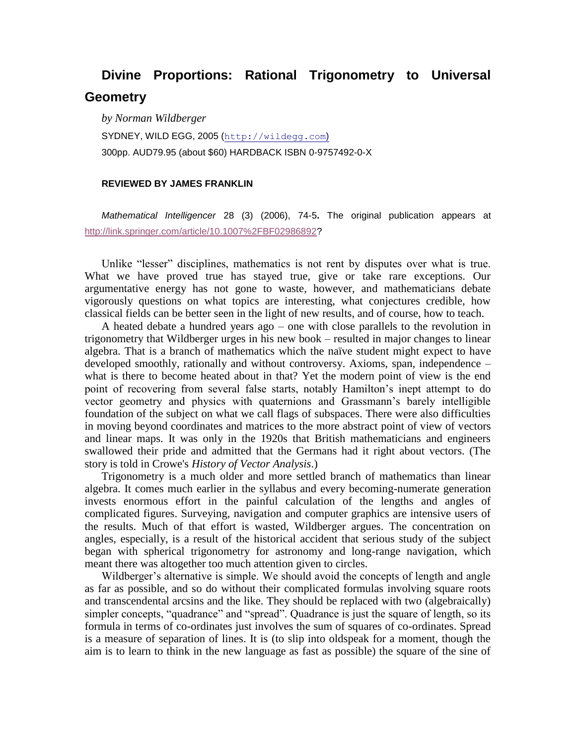# Divine Proportions: Rational Trigonometry to Universal Geometry

*by Norman Wildberger*

SYDNEY, WILD EGG, 2005 (http://wildegg.com)

300pp. AUD79.95 (about $60) HARDBACK ISBN 0-9757492-0-X

**REVIEWED BY JAMES FRANKLIN**

*Mathematical Intelligencer* 28 (3) (2006), 74-5. The original publication appears at http://link.springer.com/article/10.1007%2FBF02986892?

Unlike "lesser" disciplines, mathematics is not rent by disputes over what is true. What we have proved true has stayed true, give or take rare exceptions. Our argumentative energy has not gone to waste, however, and mathematicians debate vigorously questions on what topics are interesting, what conjectures credible, how classical fields can be better seen in the light of new results, and of course, how to teach.

A heated debate a hundred years ago – one with close parallels to the revolution in trigonometry that Wildberger urges in his new book – resulted in major changes to linear algebra. That is a branch of mathematics which the naïve student might expect to have developed smoothly, rationally and without controversy. Axioms, span, independence – what is there to become heated about in that? Yet the modern point of view is the end point of recovering from several false starts, notably Hamilton's inept attempt to do vector geometry and physics with quaternions and Grassmann's barely intelligible foundation of the subject on what we call flags of subspaces. There were also difficulties in moving beyond coordinates and matrices to the more abstract point of view of vectors and linear maps. It was only in the 1920s that British mathematicians and engineers swallowed their pride and admitted that the Germans had it right about vectors. (The story is told in Crowe's *History of Vector Analysis*.)

Trigonometry is a much older and more settled branch of mathematics than linear algebra. It comes much earlier in the syllabus and every becoming-numerate generation invests enormous effort in the painful calculation of the lengths and angles of complicated figures. Surveying, navigation and computer graphics are intensive users of the results. Much of that effort is wasted, Wildberger argues. The concentration on angles, especially, is a result of the historical accident that serious study of the subject began with spherical trigonometry for astronomy and long-range navigation, which meant there was altogether too much attention given to circles.

Wildberger's alternative is simple. We should avoid the concepts of length and angle as far as possible, and so do without their complicated formulas involving square roots and transcendental arcsins and the like. They should be replaced with two (algebraically) simpler concepts, "quadrance" and "spread". Quadrance is just the square of length, so its formula in terms of co-ordinates just involves the sum of squares of co-ordinates. Spread is a measure of separation of lines. It is (to slip into oldspeak for a moment, though the aim is to learn to think in the new language as fast as possible) the square of the sine of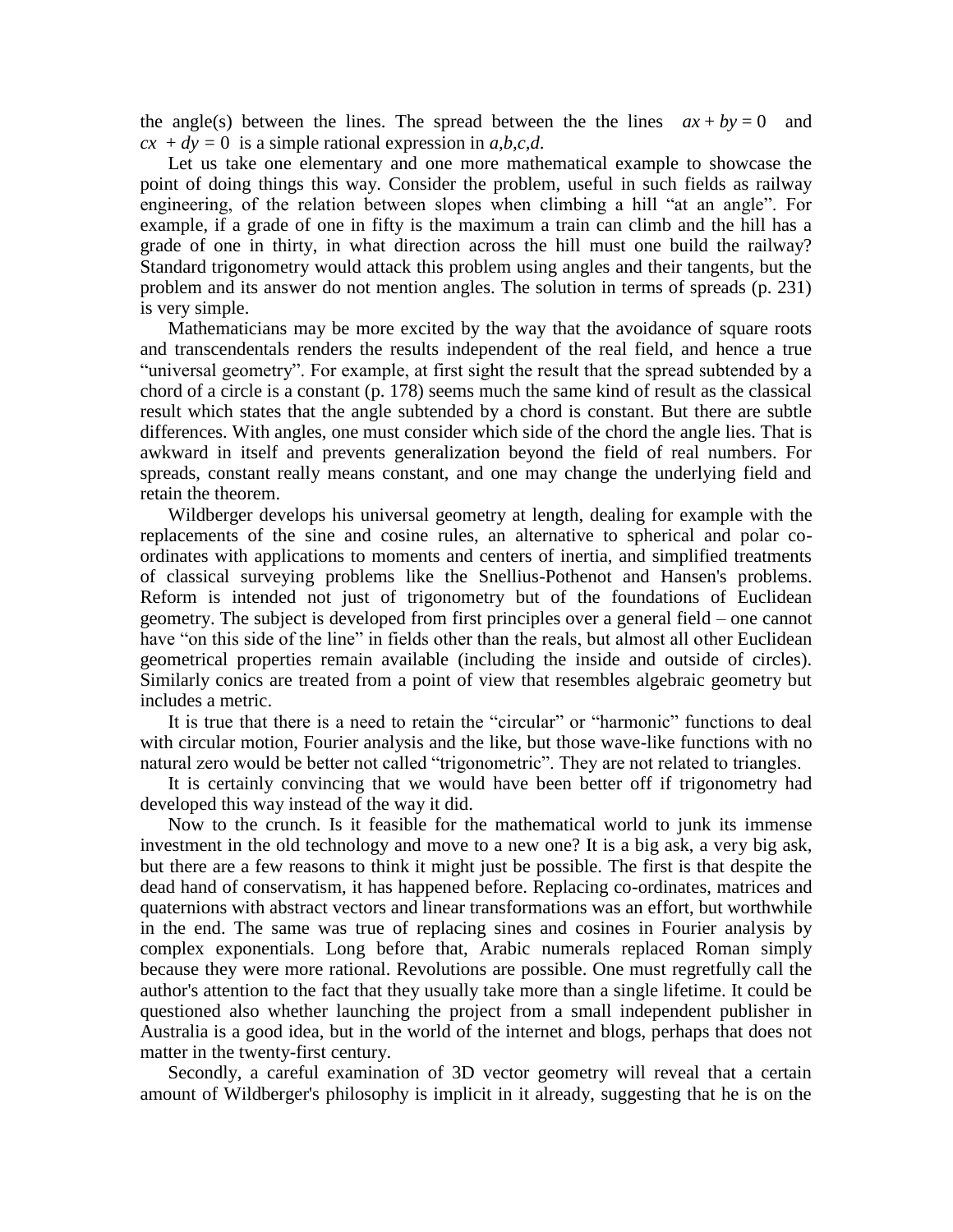the angle(s) between the lines. The spread between the the lines $ax + by = 0$ and $cx + dy = 0$ is a simple rational expression in $a,b,c,d$.

Let us take one elementary and one more mathematical example to showcase the point of doing things this way. Consider the problem, useful in such fields as railway engineering, of the relation between slopes when climbing a hill "at an angle". For example, if a grade of one in fifty is the maximum a train can climb and the hill has a grade of one in thirty, in what direction across the hill must one build the railway? Standard trigonometry would attack this problem using angles and their tangents, but the problem and its answer do not mention angles. The solution in terms of spreads (p. 231) is very simple.

Mathematicians may be more excited by the way that the avoidance of square roots and transcendentals renders the results independent of the real field, and hence a true "universal geometry". For example, at first sight the result that the spread subtended by a chord of a circle is a constant (p. 178) seems much the same kind of result as the classical result which states that the angle subtended by a chord is constant. But there are subtle differences. With angles, one must consider which side of the chord the angle lies. That is awkward in itself and prevents generalization beyond the field of real numbers. For spreads, constant really means constant, and one may change the underlying field and retain the theorem.

Wildberger develops his universal geometry at length, dealing for example with the replacements of the sine and cosine rules, an alternative to spherical and polar co-ordinates with applications to moments and centers of inertia, and simplified treatments of classical surveying problems like the Snellius-Pothenot and Hansen's problems. Reform is intended not just of trigonometry but of the foundations of Euclidean geometry. The subject is developed from first principles over a general field – one cannot have "on this side of the line" in fields other than the reals, but almost all other Euclidean geometrical properties remain available (including the inside and outside of circles). Similarly conics are treated from a point of view that resembles algebraic geometry but includes a metric.

It is true that there is a need to retain the "circular" or "harmonic" functions to deal with circular motion, Fourier analysis and the like, but those wave-like functions with no natural zero would be better not called "trigonometric". They are not related to triangles.

It is certainly convincing that we would have been better off if trigonometry had developed this way instead of the way it did.

Now to the crunch. Is it feasible for the mathematical world to junk its immense investment in the old technology and move to a new one? It is a big ask, a very big ask, but there are a few reasons to think it might just be possible. The first is that despite the dead hand of conservatism, it has happened before. Replacing co-ordinates, matrices and quaternions with abstract vectors and linear transformations was an effort, but worthwhile in the end. The same was true of replacing sines and cosines in Fourier analysis by complex exponentials. Long before that, Arabic numerals replaced Roman simply because they were more rational. Revolutions are possible. One must regretfully call the author's attention to the fact that they usually take more than a single lifetime. It could be questioned also whether launching the project from a small independent publisher in Australia is a good idea, but in the world of the internet and blogs, perhaps that does not matter in the twenty-first century.

Secondly, a careful examination of 3D vector geometry will reveal that a certain amount of Wildberger's philosophy is implicit in it already, suggesting that he is on the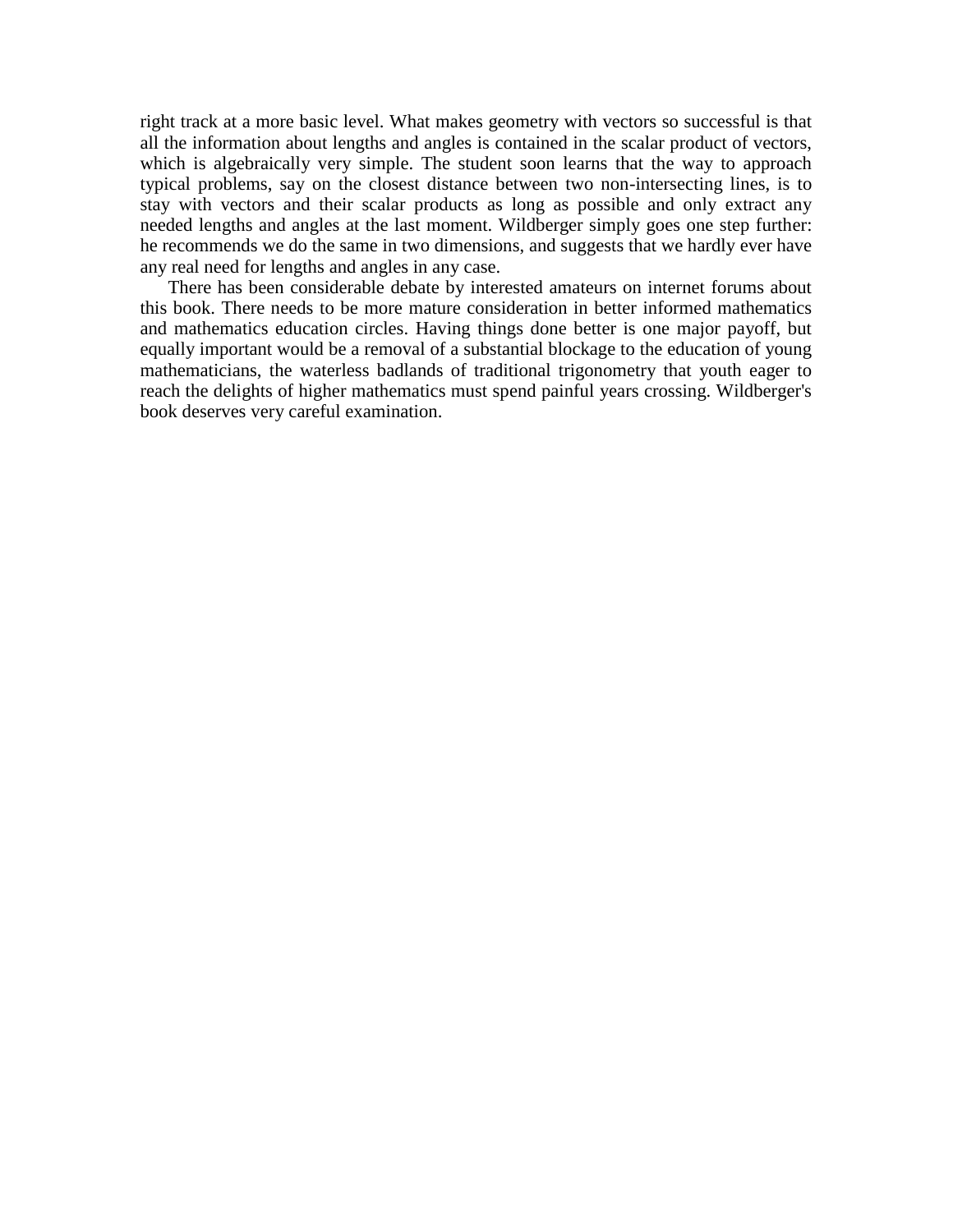right track at a more basic level. What makes geometry with vectors so successful is that all the information about lengths and angles is contained in the scalar product of vectors, which is algebraically very simple. The student soon learns that the way to approach typical problems, say on the closest distance between two non-intersecting lines, is to stay with vectors and their scalar products as long as possible and only extract any needed lengths and angles at the last moment. Wildberger simply goes one step further: he recommends we do the same in two dimensions, and suggests that we hardly ever have any real need for lengths and angles in any case.

There has been considerable debate by interested amateurs on internet forums about this book. There needs to be more mature consideration in better informed mathematics and mathematics education circles. Having things done better is one major payoff, but equally important would be a removal of a substantial blockage to the education of young mathematicians, the waterless badlands of traditional trigonometry that youth eager to reach the delights of higher mathematics must spend painful years crossing. Wildberger's book deserves very careful examination.